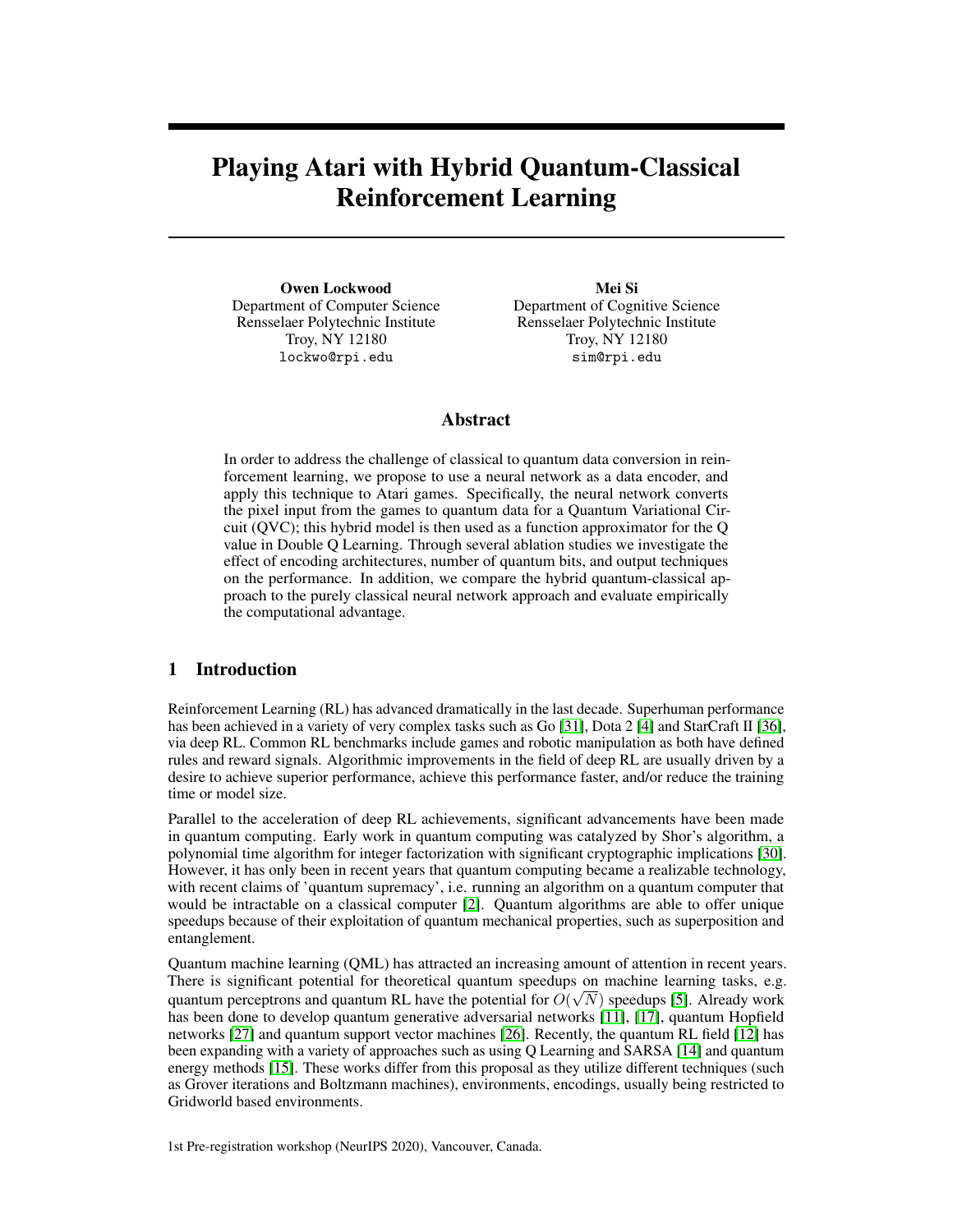# Playing Atari with Hybrid Quantum-Classical Reinforcement Learning

**Owen Lockwood**
Department of Computer Science
Rensselaer Polytechnic Institute
Troy, NY 12180
lockwo@rpi.edu

**Mei Si**
Department of Cognitive Science
Rensselaer Polytechnic Institute
Troy, NY 12180
sim@rpi.edu

## Abstract

In order to address the challenge of classical to quantum data conversion in reinforcement learning, we propose to use a neural network as a data encoder, and apply this technique to Atari games. Specifically, the neural network converts the pixel input from the games to quantum data for a Quantum Variational Circuit (QVC); this hybrid model is then used as a function approximator for the Q value in Double Q Learning. Through several ablation studies we investigate the effect of encoding architectures, number of quantum bits, and output techniques on the performance. In addition, we compare the hybrid quantum-classical approach to the purely classical neural network approach and evaluate empirically the computational advantage.

## 1 Introduction

Reinforcement Learning (RL) has advanced dramatically in the last decade. Superhuman performance has been achieved in a variety of very complex tasks such as Go [31], Dota 2 [4] and StarCraft II [36], via deep RL. Common RL benchmarks include games and robotic manipulation as both have defined rules and reward signals. Algorithmic improvements in the field of deep RL are usually driven by a desire to achieve superior performance, achieve this performance faster, and/or reduce the training time or model size.

Parallel to the acceleration of deep RL achievements, significant advancements have been made in quantum computing. Early work in quantum computing was catalyzed by Shor's algorithm, a polynomial time algorithm for integer factorization with significant cryptographic implications [30]. However, it has only been in recent years that quantum computing became a realizable technology, with recent claims of 'quantum supremacy', i.e. running an algorithm on a quantum computer that would be intractable on a classical computer [2]. Quantum algorithms are able to offer unique speedups because of their exploitation of quantum mechanical properties, such as superposition and entanglement.

Quantum machine learning (QML) has attracted an increasing amount of attention in recent years. There is significant potential for theoretical quantum speedups on machine learning tasks, e.g. quantum perceptrons and quantum RL have the potential for $O(\sqrt{N})$ speedups [5]. Already work has been done to develop quantum generative adversarial networks [11], [17], quantum Hopfield networks [27] and quantum support vector machines [26]. Recently, the quantum RL field [12] has been expanding with a variety of approaches such as using Q Learning and SARSA [14] and quantum energy methods [15]. These works differ from this proposal as they utilize different techniques (such as Grover iterations and Boltzmann machines), environments, encodings, usually being restricted to Gridworld based environments.

1st Pre-registration workshop (NeurIPS 2020), Vancouver, Canada.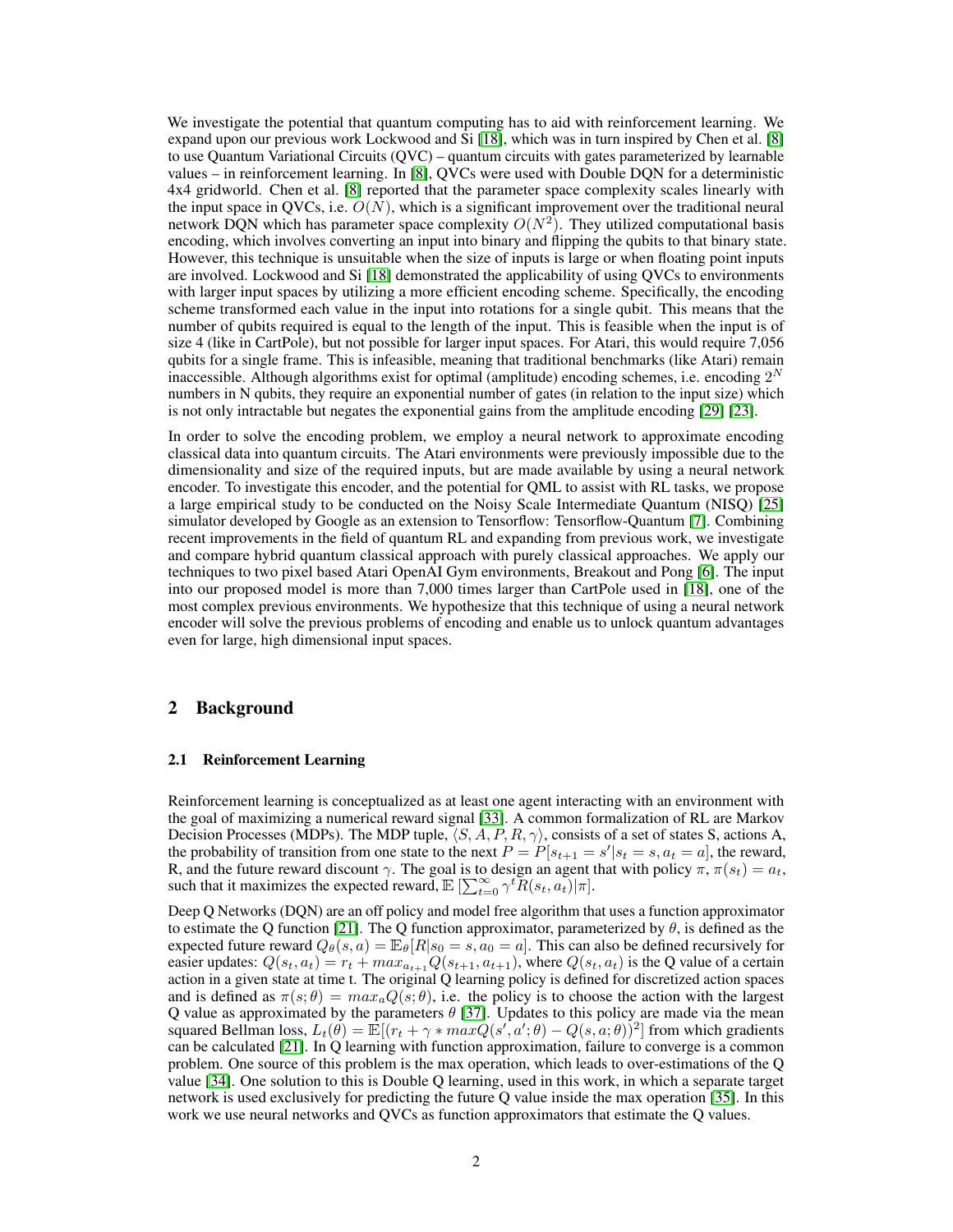We investigate the potential that quantum computing has to aid with reinforcement learning. We expand upon our previous work Lockwood and Si [18], which was in turn inspired by Chen et al. [8] to use Quantum Variational Circuits (QVC) – quantum circuits with gates parameterized by learnable values – in reinforcement learning. In [8], QVCs were used with Double DQN for a deterministic 4x4 gridworld. Chen et al. [8] reported that the parameter space complexity scales linearly with the input space in QVCs, i.e. $O(N)$, which is a significant improvement over the traditional neural network DQN which has parameter space complexity $O(N^2)$. They utilized computational basis encoding, which involves converting an input into binary and flipping the qubits to that binary state. However, this technique is unsuitable when the size of inputs is large or when floating point inputs are involved. Lockwood and Si [18] demonstrated the applicability of using QVCs to environments with larger input spaces by utilizing a more efficient encoding scheme. Specifically, the encoding scheme transformed each value in the input into rotations for a single qubit. This means that the number of qubits required is equal to the length of the input. This is feasible when the input is of size 4 (like in CartPole), but not possible for larger input spaces. For Atari, this would require 7,056 qubits for a single frame. This is infeasible, meaning that traditional benchmarks (like Atari) remain inaccessible. Although algorithms exist for optimal (amplitude) encoding schemes, i.e. encoding $2^N$ numbers in N qubits, they require an exponential number of gates (in relation to the input size) which is not only intractable but negates the exponential gains from the amplitude encoding [29] [23].

In order to solve the encoding problem, we employ a neural network to approximate encoding classical data into quantum circuits. The Atari environments were previously impossible due to the dimensionality and size of the required inputs, but are made available by using a neural network encoder. To investigate this encoder, and the potential for QML to assist with RL tasks, we propose a large empirical study to be conducted on the Noisy Scale Intermediate Quantum (NISQ) [25] simulator developed by Google as an extension to Tensorflow: Tensorflow-Quantum [7]. Combining recent improvements in the field of quantum RL and expanding from previous work, we investigate and compare hybrid quantum classical approach with purely classical approaches. We apply our techniques to two pixel based Atari OpenAI Gym environments, Breakout and Pong [6]. The input into our proposed model is more than 7,000 times larger than CartPole used in [18], one of the most complex previous environments. We hypothesize that this technique of using a neural network encoder will solve the previous problems of encoding and enable us to unlock quantum advantages even for large, high dimensional input spaces.

## 2 Background

### 2.1 Reinforcement Learning

Reinforcement learning is conceptualized as at least one agent interacting with an environment with the goal of maximizing a numerical reward signal [33]. A common formalization of RL are Markov Decision Processes (MDPs). The MDP tuple, $\langle S, A, P, R, \gamma \rangle$, consists of a set of states S, actions A, the probability of transition from one state to the next $P = P[s_{t+1} = s' | s_t = s, a_t = a]$, the reward, R, and the future reward discount $\gamma$. The goal is to design an agent that with policy $\pi$, $\pi(s_t) = a_t$, such that it maximizes the expected reward, $\mathbb{E}\left[\sum_{t=0}^{\infty} \gamma^t R(s_t, a_t) | \pi\right]$.

Deep Q Networks (DQN) are an off policy and model free algorithm that uses a function approximator to estimate the Q function [21]. The Q function approximator, parameterized by $\theta$, is defined as the expected future reward $Q_\theta(s, a) = \mathbb{E}_\theta[R | s_0 = s, a_0 = a]$. This can also be defined recursively for easier updates: $Q(s_t, a_t) = r_t + max_{a_{t+1}} Q(s_{t+1}, a_{t+1})$, where $Q(s_t, a_t)$ is the Q value of a certain action in a given state at time t. The original Q learning policy is defined for discretized action spaces and is defined as $\pi(s; \theta) = max_a Q(s; \theta)$, i.e. the policy is to choose the action with the largest Q value as approximated by the parameters $\theta$ [37]. Updates to this policy are made via the mean squared Bellman loss, $L_t(\theta) = \mathbb{E}[(r_t + \gamma * max Q(s', a'; \theta) - Q(s, a; \theta))^2]$ from which gradients can be calculated [21]. In Q learning with function approximation, failure to converge is a common problem. One source of this problem is the max operation, which leads to over-estimations of the Q value [34]. One solution to this is Double Q learning, used in this work, in which a separate target network is used exclusively for predicting the future Q value inside the max operation [35]. In this work we use neural networks and QVCs as function approximators that estimate the Q values.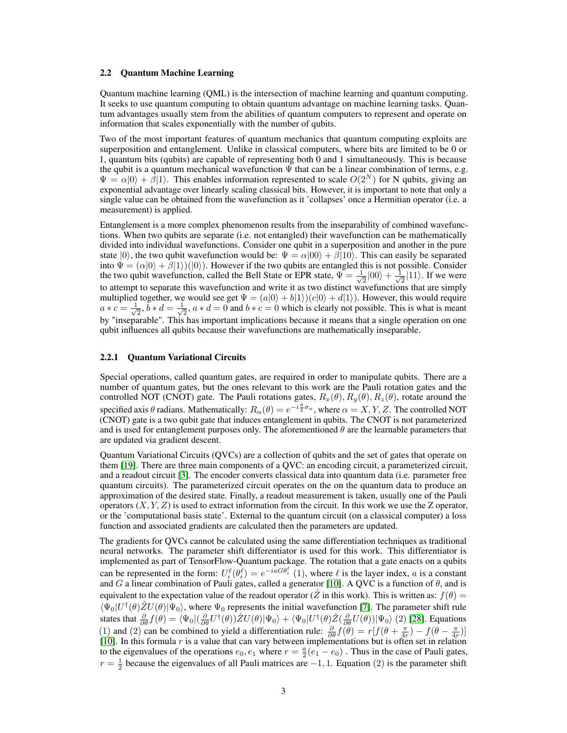### 2.2 Quantum Machine Learning

Quantum machine learning (QML) is the intersection of machine learning and quantum computing. It seeks to use quantum computing to obtain quantum advantage on machine learning tasks. Quantum advantages usually stem from the abilities of quantum computers to represent and operate on information that scales exponentially with the number of qubits.

Two of the most important features of quantum mechanics that quantum computing exploits are superposition and entanglement. Unlike in classical computers, where bits are limited to be 0 or 1, quantum bits (qubits) are capable of representing both 0 and 1 simultaneously. This is because the qubit is a quantum mechanical wavefunction $\Psi$ that can be a linear combination of terms, e.g. $\Psi = \alpha|0\rangle + \beta|1\rangle$. This enables information represented to scale $O(2^N)$ for N qubits, giving an exponential advantage over linearly scaling classical bits. However, it is important to note that only a single value can be obtained from the wavefunction as it 'collapses' once a Hermitian operator (i.e. a measurement) is applied.

Entanglement is a more complex phenomenon results from the inseparability of combined wavefunctions. When two qubits are separate (i.e. not entangled) their wavefunction can be mathematically divided into individual wavefunctions. Consider one qubit in a superposition and another in the pure state $|0\rangle$, the two qubit wavefunction would be: $\Psi = \alpha|00\rangle + \beta|10\rangle$. This can easily be separated into $\Psi = (\alpha|0\rangle + \beta|1\rangle)(|0\rangle)$. However if the two qubits are entangled this is not possible. Consider the two qubit wavefunction, called the Bell State or EPR state, $\Psi = \frac{1}{\sqrt{2}}|00\rangle + \frac{1}{\sqrt{2}}|11\rangle$. If we were to attempt to separate this wavefunction and write it as two distinct wavefunctions that are simply multiplied together, we would see get $\Psi = (a|0\rangle + b|1\rangle)(c|0\rangle + d|1\rangle)$. However, this would require $a * c = \frac{1}{\sqrt{2}}$, $b * d = \frac{1}{\sqrt{2}}$, $a * d = 0$ and $b * c = 0$ which is clearly not possible. This is what is meant by "inseparable". This has important implications because it means that a single operation on one qubit influences all qubits because their wavefunctions are mathematically inseparable.

#### 2.2.1 Quantum Variational Circuits

Special operations, called quantum gates, are required in order to manipulate qubits. There are a number of quantum gates, but the ones relevant to this work are the Pauli rotation gates and the controlled NOT (CNOT) gate. The Pauli rotations gates, $R_x(\theta), R_y(\theta), R_z(\theta)$, rotate around the specified axis $\theta$ radians. Mathematically: $R_\alpha(\theta) = e^{-i\frac{\theta}{2}\sigma_\alpha}$, where $\alpha = X, Y, Z$. The controlled NOT (CNOT) gate is a two qubit gate that induces entanglement in qubits. The CNOT is not parameterized and is used for entanglement purposes only. The aforementioned $\theta$ are the learnable parameters that are updated via gradient descent.

Quantum Variational Circuits (QVCs) are a collection of qubits and the set of gates that operate on them [19]. There are three main components of a QVC: an encoding circuit, a parameterized circuit, and a readout circuit [3]. The encoder converts classical data into quantum data (i.e. parameter free quantum circuits). The parameterized circuit operates on the on the quantum data to produce an approximation of the desired state. Finally, a readout measurement is taken, usually one of the Pauli operators $(X, Y, Z)$ is used to extract information from the circuit. In this work we use the Z operator, or the 'computational basis state'. External to the quantum circuit (on a classical computer) a loss function and associated gradients are calculated then the parameters are updated.

The gradients for QVCs cannot be calculated using the same differentiation techniques as traditional neural networks. The parameter shift differentiator is used for this work. This differentiator is implemented as part of TensorFlow-Quantum package. The rotation that a gate enacts on a qubits can be represented in the form: $U_i^\ell(\theta_i^\ell) = e^{-iaG\theta_i^\ell}$ (1), where $\ell$ is the layer index, $a$ is a constant and $G$ a linear combination of Pauli gates, called a generator [10]. A QVC is a function of $\theta$, and is equivalent to the expectation value of the readout operator ($\hat{Z}$ in this work). This is written as: $f(\theta) = \langle\Psi_0|U^\dagger(\theta)\hat{Z}U(\theta)|\Psi_0\rangle$, where $\Psi_0$ represents the initial wavefunction [7]. The parameter shift rule states that $\frac{\partial}{\partial\theta}f(\theta) = \langle\Psi_0|(\frac{\partial}{\partial\theta}U^\dagger(\theta))\hat{Z}U(\theta)|\Psi_0\rangle + \langle\Psi_0|U^\dagger(\theta)\hat{Z}(\frac{\partial}{\partial\theta}U(\theta))|\Psi_0\rangle$ (2) [28]. Equations (1) and (2) can be combined to yield a differentiation rule: $\frac{\partial}{\partial\theta}f(\theta) = r[f(\theta + \frac{\pi}{4r}) - f(\theta - \frac{\pi}{4r})]$ [10]. In this formula $r$ is a value that can vary between implementations but is often set in relation to the eigenvalues of the operations $e_0, e_1$ where $r = \frac{a}{2}(e_1 - e_0)$ . Thus in the case of Pauli gates, $r = \frac{1}{2}$ because the eigenvalues of all Pauli matrices are $-1, 1$. Equation (2) is the parameter shift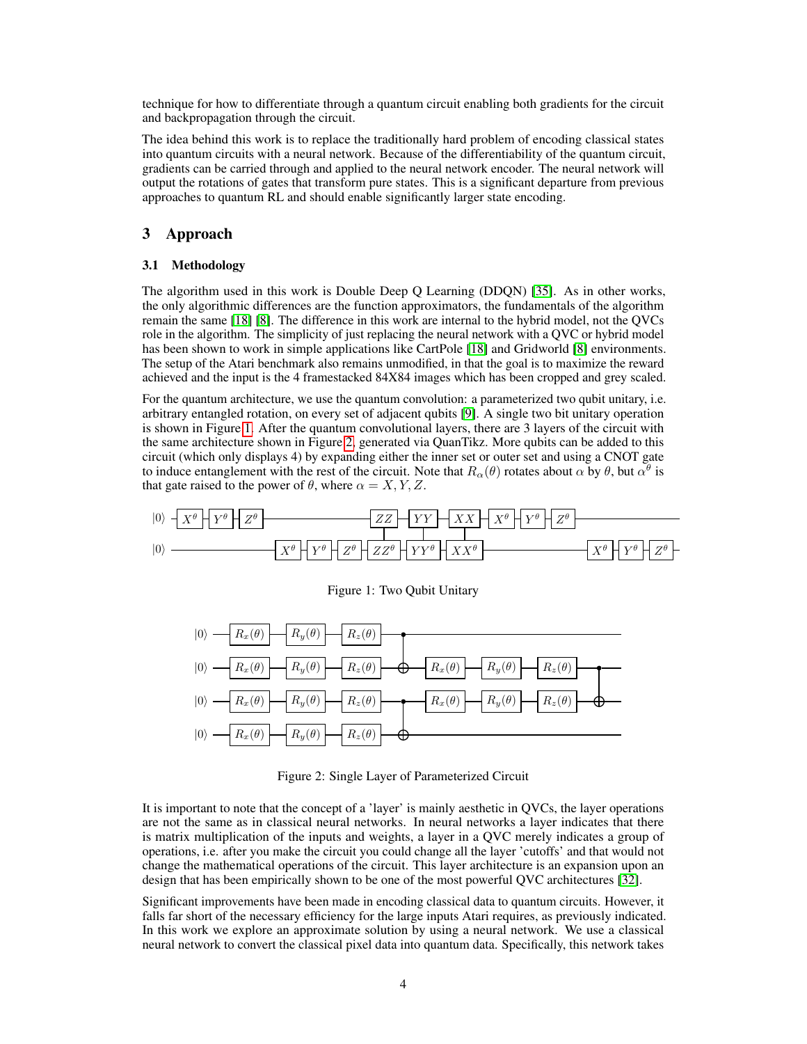technique for how to differentiate through a quantum circuit enabling both gradients for the circuit and backpropagation through the circuit.

The idea behind this work is to replace the traditionally hard problem of encoding classical states into quantum circuits with a neural network. Because of the differentiability of the quantum circuit, gradients can be carried through and applied to the neural network encoder. The neural network will output the rotations of gates that transform pure states. This is a significant departure from previous approaches to quantum RL and should enable significantly larger state encoding.

# 3 Approach

## 3.1 Methodology

The algorithm used in this work is Double Deep Q Learning (DDQN) [35]. As in other works, the only algorithmic differences are the function approximators, the fundamentals of the algorithm remain the same [18] [8]. The difference in this work are internal to the hybrid model, not the QVCs role in the algorithm. The simplicity of just replacing the neural network with a QVC or hybrid model has been shown to work in simple applications like CartPole [18] and Gridworld [8] environments. The setup of the Atari benchmark also remains unmodified, in that the goal is to maximize the reward achieved and the input is the 4 framestacked 84X84 images which has been cropped and grey scaled.

For the quantum architecture, we use the quantum convolution: a parameterized two qubit unitary, i.e. arbitrary entangled rotation, on every set of adjacent qubits [9]. A single two bit unitary operation is shown in Figure 1. After the quantum convolutional layers, there are 3 layers of the circuit with the same architecture shown in Figure 2, generated via QuanTikz. More qubits can be added to this circuit (which only displays 4) by expanding either the inner set or outer set and using a CNOT gate to induce entanglement with the rest of the circuit. Note that $R_\alpha(\theta)$ rotates about $\alpha$ by $\theta$, but $\alpha^\theta$ is that gate raised to the power of $\theta$, where $\alpha = X, Y, Z$.

Figure 1: Two Qubit Unitary

Figure 2: Single Layer of Parameterized Circuit

It is important to note that the concept of a 'layer' is mainly aesthetic in QVCs, the layer operations are not the same as in classical neural networks. In neural networks a layer indicates that there is matrix multiplication of the inputs and weights, a layer in a QVC merely indicates a group of operations, i.e. after you make the circuit you could change all the layer 'cutoffs' and that would not change the mathematical operations of the circuit. This layer architecture is an expansion upon an design that has been empirically shown to be one of the most powerful QVC architectures [32].

Significant improvements have been made in encoding classical data to quantum circuits. However, it falls far short of the necessary efficiency for the large inputs Atari requires, as previously indicated. In this work we explore an approximate solution by using a neural network. We use a classical neural network to convert the classical pixel data into quantum data. Specifically, this network takes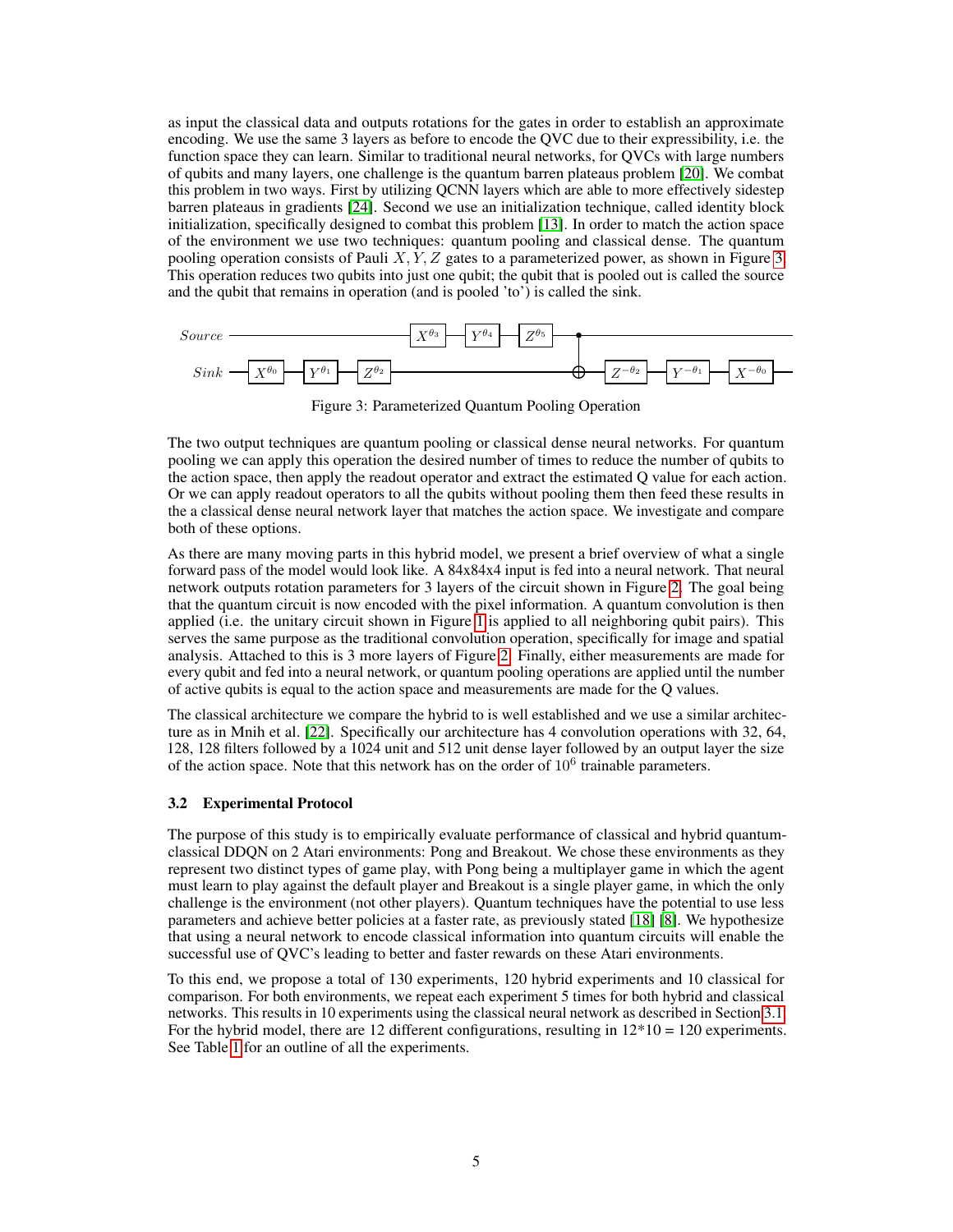as input the classical data and outputs rotations for the gates in order to establish an approximate encoding. We use the same 3 layers as before to encode the QVC due to their expressibility, i.e. the function space they can learn. Similar to traditional neural networks, for QVCs with large numbers of qubits and many layers, one challenge is the quantum barren plateaus problem [20]. We combat this problem in two ways. First by utilizing QCNN layers which are able to more effectively sidestep barren plateaus in gradients [24]. Second we use an initialization technique, called identity block initialization, specifically designed to combat this problem [13]. In order to match the action space of the environment we use two techniques: quantum pooling and classical dense. The quantum pooling operation consists of Pauli $X, Y, Z$ gates to a parameterized power, as shown in Figure 3. This operation reduces two qubits into just one qubit; the qubit that is pooled out is called the source and the qubit that remains in operation (and is pooled 'to') is called the sink.

Figure 3: Parameterized Quantum Pooling Operation

The two output techniques are quantum pooling or classical dense neural networks. For quantum pooling we can apply this operation the desired number of times to reduce the number of qubits to the action space, then apply the readout operator and extract the estimated Q value for each action. Or we can apply readout operators to all the qubits without pooling them then feed these results in the a classical dense neural network layer that matches the action space. We investigate and compare both of these options.

As there are many moving parts in this hybrid model, we present a brief overview of what a single forward pass of the model would look like. A 84x84x4 input is fed into a neural network. That neural network outputs rotation parameters for 3 layers of the circuit shown in Figure 2. The goal being that the quantum circuit is now encoded with the pixel information. A quantum convolution is then applied (i.e. the unitary circuit shown in Figure 1 is applied to all neighboring qubit pairs). This serves the same purpose as the traditional convolution operation, specifically for image and spatial analysis. Attached to this is 3 more layers of Figure 2. Finally, either measurements are made for every qubit and fed into a neural network, or quantum pooling operations are applied until the number of active qubits is equal to the action space and measurements are made for the Q values.

The classical architecture we compare the hybrid to is well established and we use a similar architecture as in Mnih et al. [22]. Specifically our architecture has 4 convolution operations with 32, 64, 128, 128 filters followed by a 1024 unit and 512 unit dense layer followed by an output layer the size of the action space. Note that this network has on the order of $10^6$ trainable parameters.

### 3.2 Experimental Protocol

The purpose of this study is to empirically evaluate performance of classical and hybrid quantum-classical DDQN on 2 Atari environments: Pong and Breakout. We chose these environments as they represent two distinct types of game play, with Pong being a multiplayer game in which the agent must learn to play against the default player and Breakout is a single player game, in which the only challenge is the environment (not other players). Quantum techniques have the potential to use less parameters and achieve better policies at a faster rate, as previously stated [18] [8]. We hypothesize that using a neural network to encode classical information into quantum circuits will enable the successful use of QVC's leading to better and faster rewards on these Atari environments.

To this end, we propose a total of 130 experiments, 120 hybrid experiments and 10 classical for comparison. For both environments, we repeat each experiment 5 times for both hybrid and classical networks. This results in 10 experiments using the classical neural network as described in Section 3.1. For the hybrid model, there are 12 different configurations, resulting in 12*10 = 120 experiments. See Table 1 for an outline of all the experiments.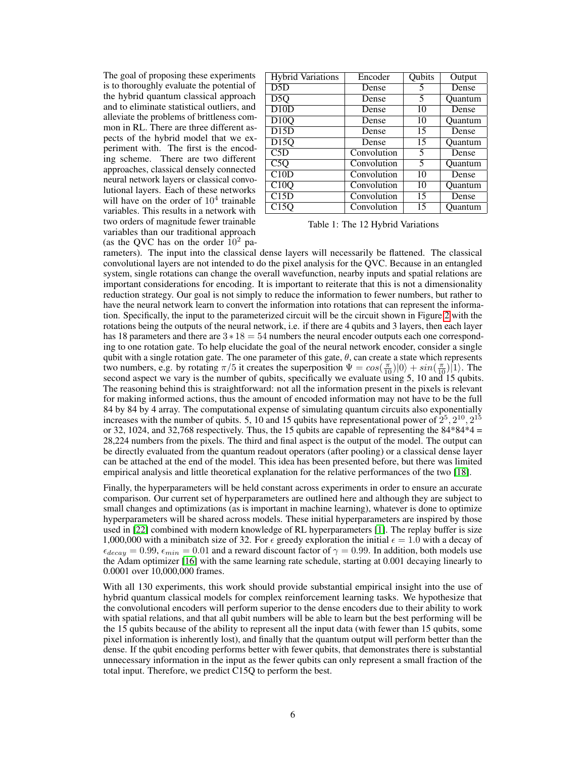The goal of proposing these experiments is to thoroughly evaluate the potential of the hybrid quantum classical approach and to eliminate statistical outliers, and alleviate the problems of brittleness common in RL. There are three different aspects of the hybrid model that we experiment with. The first is the encoding scheme. There are two different approaches, classical densely connected neural network layers or classical convolutional layers. Each of these networks will have on the order of $10^4$ trainable variables. This results in a network with two orders of magnitude fewer trainable variables than our traditional approach (as the QVC has on the order $10^2$ parameters). The input into the classical dense layers will necessarily be flattened. The classical convolutional layers are not intended to do the pixel analysis for the QVC. Because in an entangled system, single rotations can change the overall wavefunction, nearby inputs and spatial relations are important considerations for encoding. It is important to reiterate that this is not a dimensionality reduction strategy. Our goal is not simply to reduce the information to fewer numbers, but rather to have the neural network learn to convert the information into rotations that can represent the information. Specifically, the input to the parameterized circuit will be the circuit shown in Figure 2 with the rotations being the outputs of the neural network, i.e. if there are 4 qubits and 3 layers, then each layer has 18 parameters and there are $3 * 18 = 54$ numbers the neural encoder outputs each one corresponding to one rotation gate. To help elucidate the goal of the neural network encoder, consider a single qubit with a single rotation gate. The one parameter of this gate, $\theta$, can create a state which represents two numbers, e.g. by rotating $\pi/5$ it creates the superposition $\Psi = cos(\frac{\pi}{10})|0\rangle + sin(\frac{\pi}{10})|1\rangle$. The second aspect we vary is the number of qubits, specifically we evaluate using 5, 10 and 15 qubits. The reasoning behind this is straightforward: not all the information present in the pixels is relevant for making informed actions, thus the amount of encoded information may not have to be the full 84 by 84 by 4 array. The computational expense of simulating quantum circuits also exponentially increases with the number of qubits. 5, 10 and 15 qubits have representational power of $2^5, 2^{10}, 2^{15}$ or 32, 1024, and 32,768 respectively. Thus, the 15 qubits are capable of representing the 84*84*4 = 28,224 numbers from the pixels. The third and final aspect is the output of the model. The output can be directly evaluated from the quantum readout operators (after pooling) or a classical dense layer can be attached at the end of the model. This idea has been presented before, but there was limited empirical analysis and little theoretical explanation for the relative performances of the two [18].

| Hybrid Variations | Encoder | Qubits | Output |
|---|---|---|---|
| D5D | Dense | 5 | Dense |
| D5Q | Dense | 5 | Quantum |
| D10D | Dense | 10 | Dense |
| D10Q | Dense | 10 | Quantum |
| D15D | Dense | 15 | Dense |
| D15Q | Dense | 15 | Quantum |
| C5D | Convolution | 5 | Dense |
| C5Q | Convolution | 5 | Quantum |
| C10D | Convolution | 10 | Dense |
| C10Q | Convolution | 10 | Quantum |
| C15D | Convolution | 15 | Dense |
| C15Q | Convolution | 15 | Quantum |

Table 1: The 12 Hybrid Variations

Finally, the hyperparameters will be held constant across experiments in order to ensure an accurate comparison. Our current set of hyperparameters are outlined here and although they are subject to small changes and optimizations (as is important in machine learning), whatever is done to optimize hyperparameters will be shared across models. These initial hyperparameters are inspired by those used in [22] combined with modern knowledge of RL hyperparameters [1]. The replay buffer is size 1,000,000 with a minibatch size of 32. For $\epsilon$ greedy exploration the initial $\epsilon = 1.0$ with a decay of $\epsilon_{decay} = 0.99$, $\epsilon_{min} = 0.01$ and a reward discount factor of $\gamma = 0.99$. In addition, both models use the Adam optimizer [16] with the same learning rate schedule, starting at 0.001 decaying linearly to 0.0001 over 10,000,000 frames.

With all 130 experiments, this work should provide substantial empirical insight into the use of hybrid quantum classical models for complex reinforcement learning tasks. We hypothesize that the convolutional encoders will perform superior to the dense encoders due to their ability to work with spatial relations, and that all qubit numbers will be able to learn but the best performing will be the 15 qubits because of the ability to represent all the input data (with fewer than 15 qubits, some pixel information is inherently lost), and finally that the quantum output will perform better than the dense. If the qubit encoding performs better with fewer qubits, that demonstrates there is substantial unnecessary information in the input as the fewer qubits can only represent a small fraction of the total input. Therefore, we predict C15Q to perform the best.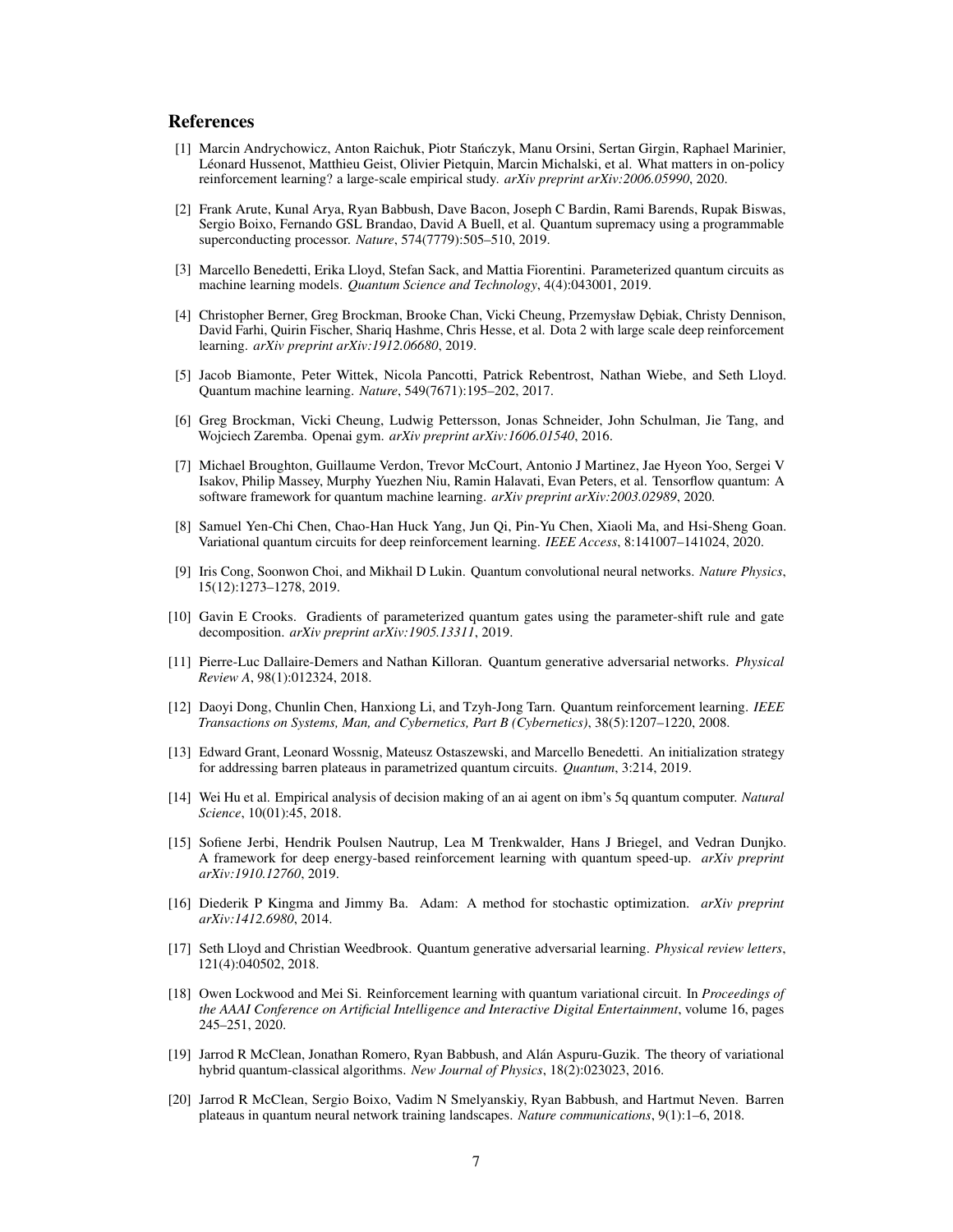## References

[1] Marcin Andrychowicz, Anton Raichuk, Piotr Stańczyk, Manu Orsini, Sertan Girgin, Raphael Marinier, Léonard Hussenot, Matthieu Geist, Olivier Pietquin, Marcin Michalski, et al. What matters in on-policy reinforcement learning? a large-scale empirical study. *arXiv preprint arXiv:2006.05990*, 2020.

[2] Frank Arute, Kunal Arya, Ryan Babbush, Dave Bacon, Joseph C Bardin, Rami Barends, Rupak Biswas, Sergio Boixo, Fernando GSL Brandao, David A Buell, et al. Quantum supremacy using a programmable superconducting processor. *Nature*, 574(7779):505–510, 2019.

[3] Marcello Benedetti, Erika Lloyd, Stefan Sack, and Mattia Fiorentini. Parameterized quantum circuits as machine learning models. *Quantum Science and Technology*, 4(4):043001, 2019.

[4] Christopher Berner, Greg Brockman, Brooke Chan, Vicki Cheung, Przemysław Dębiak, Christy Dennison, David Farhi, Quirin Fischer, Shariq Hashme, Chris Hesse, et al. Dota 2 with large scale deep reinforcement learning. *arXiv preprint arXiv:1912.06680*, 2019.

[5] Jacob Biamonte, Peter Wittek, Nicola Pancotti, Patrick Rebentrost, Nathan Wiebe, and Seth Lloyd. Quantum machine learning. *Nature*, 549(7671):195–202, 2017.

[6] Greg Brockman, Vicki Cheung, Ludwig Pettersson, Jonas Schneider, John Schulman, Jie Tang, and Wojciech Zaremba. Openai gym. *arXiv preprint arXiv:1606.01540*, 2016.

[7] Michael Broughton, Guillaume Verdon, Trevor McCourt, Antonio J Martinez, Jae Hyeon Yoo, Sergei V Isakov, Philip Massey, Murphy Yuezhen Niu, Ramin Halavati, Evan Peters, et al. Tensorflow quantum: A software framework for quantum machine learning. *arXiv preprint arXiv:2003.02989*, 2020.

[8] Samuel Yen-Chi Chen, Chao-Han Huck Yang, Jun Qi, Pin-Yu Chen, Xiaoli Ma, and Hsi-Sheng Goan. Variational quantum circuits for deep reinforcement learning. *IEEE Access*, 8:141007–141024, 2020.

[9] Iris Cong, Soonwon Choi, and Mikhail D Lukin. Quantum convolutional neural networks. *Nature Physics*, 15(12):1273–1278, 2019.

[10] Gavin E Crooks. Gradients of parameterized quantum gates using the parameter-shift rule and gate decomposition. *arXiv preprint arXiv:1905.13311*, 2019.

[11] Pierre-Luc Dallaire-Demers and Nathan Killoran. Quantum generative adversarial networks. *Physical Review A*, 98(1):012324, 2018.

[12] Daoyi Dong, Chunlin Chen, Hanxiong Li, and Tzyh-Jong Tarn. Quantum reinforcement learning. *IEEE Transactions on Systems, Man, and Cybernetics, Part B (Cybernetics)*, 38(5):1207–1220, 2008.

[13] Edward Grant, Leonard Wossnig, Mateusz Ostaszewski, and Marcello Benedetti. An initialization strategy for addressing barren plateaus in parametrized quantum circuits. *Quantum*, 3:214, 2019.

[14] Wei Hu et al. Empirical analysis of decision making of an ai agent on ibm's 5q quantum computer. *Natural Science*, 10(01):45, 2018.

[15] Sofiene Jerbi, Hendrik Poulsen Nautrup, Lea M Trenkwalder, Hans J Briegel, and Vedran Dunjko. A framework for deep energy-based reinforcement learning with quantum speed-up. *arXiv preprint arXiv:1910.12760*, 2019.

[16] Diederik P Kingma and Jimmy Ba. Adam: A method for stochastic optimization. *arXiv preprint arXiv:1412.6980*, 2014.

[17] Seth Lloyd and Christian Weedbrook. Quantum generative adversarial learning. *Physical review letters*, 121(4):040502, 2018.

[18] Owen Lockwood and Mei Si. Reinforcement learning with quantum variational circuit. In *Proceedings of the AAAI Conference on Artificial Intelligence and Interactive Digital Entertainment*, volume 16, pages 245–251, 2020.

[19] Jarrod R McClean, Jonathan Romero, Ryan Babbush, and Alán Aspuru-Guzik. The theory of variational hybrid quantum-classical algorithms. *New Journal of Physics*, 18(2):023023, 2016.

[20] Jarrod R McClean, Sergio Boixo, Vadim N Smelyanskiy, Ryan Babbush, and Hartmut Neven. Barren plateaus in quantum neural network training landscapes. *Nature communications*, 9(1):1–6, 2018.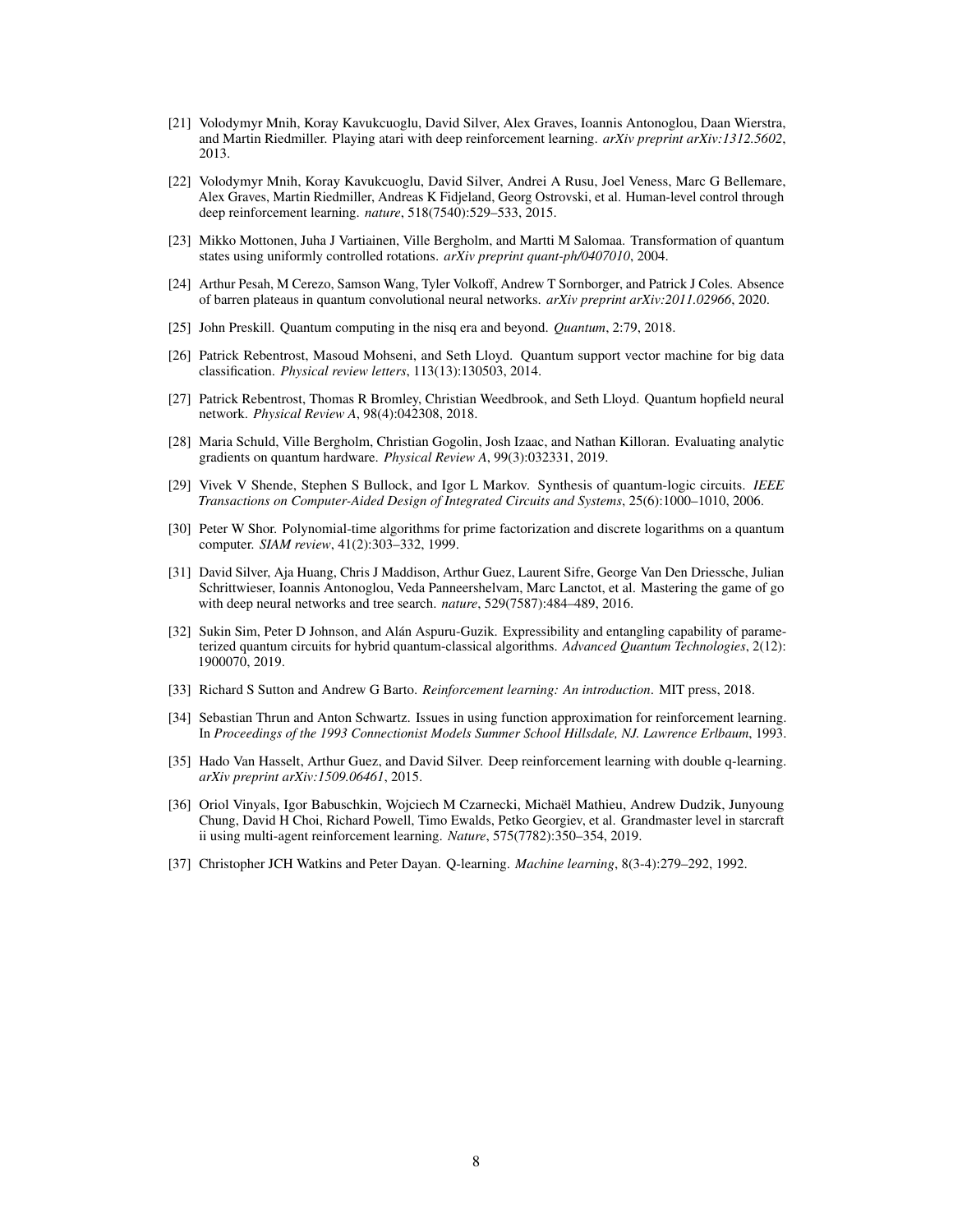[21] Volodymyr Mnih, Koray Kavukcuoglu, David Silver, Alex Graves, Ioannis Antonoglou, Daan Wierstra, and Martin Riedmiller. Playing atari with deep reinforcement learning. *arXiv preprint arXiv:1312.5602*, 2013.

[22] Volodymyr Mnih, Koray Kavukcuoglu, David Silver, Andrei A Rusu, Joel Veness, Marc G Bellemare, Alex Graves, Martin Riedmiller, Andreas K Fidjeland, Georg Ostrovski, et al. Human-level control through deep reinforcement learning. *nature*, 518(7540):529–533, 2015.

[23] Mikko Mottonen, Juha J Vartiainen, Ville Bergholm, and Martti M Salomaa. Transformation of quantum states using uniformly controlled rotations. *arXiv preprint quant-ph/0407010*, 2004.

[24] Arthur Pesah, M Cerezo, Samson Wang, Tyler Volkoff, Andrew T Sornborger, and Patrick J Coles. Absence of barren plateaus in quantum convolutional neural networks. *arXiv preprint arXiv:2011.02966*, 2020.

[25] John Preskill. Quantum computing in the nisq era and beyond. *Quantum*, 2:79, 2018.

[26] Patrick Rebentrost, Masoud Mohseni, and Seth Lloyd. Quantum support vector machine for big data classification. *Physical review letters*, 113(13):130503, 2014.

[27] Patrick Rebentrost, Thomas R Bromley, Christian Weedbrook, and Seth Lloyd. Quantum hopfield neural network. *Physical Review A*, 98(4):042308, 2018.

[28] Maria Schuld, Ville Bergholm, Christian Gogolin, Josh Izaac, and Nathan Killoran. Evaluating analytic gradients on quantum hardware. *Physical Review A*, 99(3):032331, 2019.

[29] Vivek V Shende, Stephen S Bullock, and Igor L Markov. Synthesis of quantum-logic circuits. *IEEE Transactions on Computer-Aided Design of Integrated Circuits and Systems*, 25(6):1000–1010, 2006.

[30] Peter W Shor. Polynomial-time algorithms for prime factorization and discrete logarithms on a quantum computer. *SIAM review*, 41(2):303–332, 1999.

[31] David Silver, Aja Huang, Chris J Maddison, Arthur Guez, Laurent Sifre, George Van Den Driessche, Julian Schrittwieser, Ioannis Antonoglou, Veda Panneershelvam, Marc Lanctot, et al. Mastering the game of go with deep neural networks and tree search. *nature*, 529(7587):484–489, 2016.

[32] Sukin Sim, Peter D Johnson, and Alán Aspuru-Guzik. Expressibility and entangling capability of parameterized quantum circuits for hybrid quantum-classical algorithms. *Advanced Quantum Technologies*, 2(12): 1900070, 2019.

[33] Richard S Sutton and Andrew G Barto. *Reinforcement learning: An introduction*. MIT press, 2018.

[34] Sebastian Thrun and Anton Schwartz. Issues in using function approximation for reinforcement learning. In *Proceedings of the 1993 Connectionist Models Summer School Hillsdale, NJ. Lawrence Erlbaum*, 1993.

[35] Hado Van Hasselt, Arthur Guez, and David Silver. Deep reinforcement learning with double q-learning. *arXiv preprint arXiv:1509.06461*, 2015.

[36] Oriol Vinyals, Igor Babuschkin, Wojciech M Czarnecki, Michaël Mathieu, Andrew Dudzik, Junyoung Chung, David H Choi, Richard Powell, Timo Ewalds, Petko Georgiev, et al. Grandmaster level in starcraft ii using multi-agent reinforcement learning. *Nature*, 575(7782):350–354, 2019.

[37] Christopher JCH Watkins and Peter Dayan. Q-learning. *Machine learning*, 8(3-4):279–292, 1992.